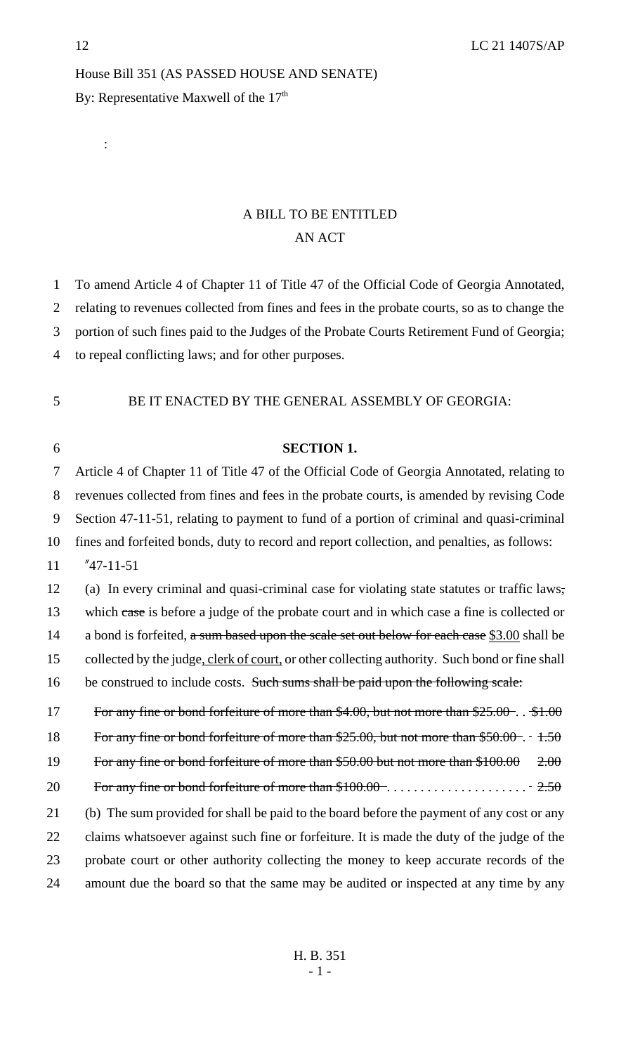House Bill 351 (AS PASSED HOUSE AND SENATE)

By: Representative Maxwell of the 17th

:

## A BILL TO BE ENTITLED
## AN ACT

To amend Article 4 of Chapter 11 of Title 47 of the Official Code of Georgia Annotated, relating to revenues collected from fines and fees in the probate courts, so as to change the portion of such fines paid to the Judges of the Probate Courts Retirement Fund of Georgia; to repeal conflicting laws; and for other purposes.

BE IT ENACTED BY THE GENERAL ASSEMBLY OF GEORGIA:

**SECTION 1.**

Article 4 of Chapter 11 of Title 47 of the Official Code of Georgia Annotated, relating to revenues collected from fines and fees in the probate courts, is amended by revising Code Section 47-11-51, relating to payment to fund of a portion of criminal and quasi-criminal fines and forfeited bonds, duty to record and report collection, and penalties, as follows:

"47-11-51

(a) In every criminal and quasi-criminal case for violating state statutes or traffic laws~~,~~ which ~~case~~ is before a judge of the probate court and in which case a fine is collected or a bond is forfeited, ~~a sum based upon the scale set out below for each case~~ <u>$3.00</u> shall be collected by the judge<u>, clerk of court,</u> or other collecting authority. Such bond or fine shall be construed to include costs. ~~Such sums shall be paid upon the following scale:~~

~~For any fine or bond forfeiture of more than $4.00, but not more than $25.00 . . . $1.00~~

~~For any fine or bond forfeiture of more than $25.00, but not more than $50.00 . . 1.50~~

~~For any fine or bond forfeiture of more than $50.00 but not more than $100.00 2.00~~

~~For any fine or bond forfeiture of more than $100.00 . . . . . . . . . . . . . . . . . . . . . . 2.50~~

(b) The sum provided for shall be paid to the board before the payment of any cost or any claims whatsoever against such fine or forfeiture. It is made the duty of the judge of the probate court or other authority collecting the money to keep accurate records of the amount due the board so that the same may be audited or inspected at any time by any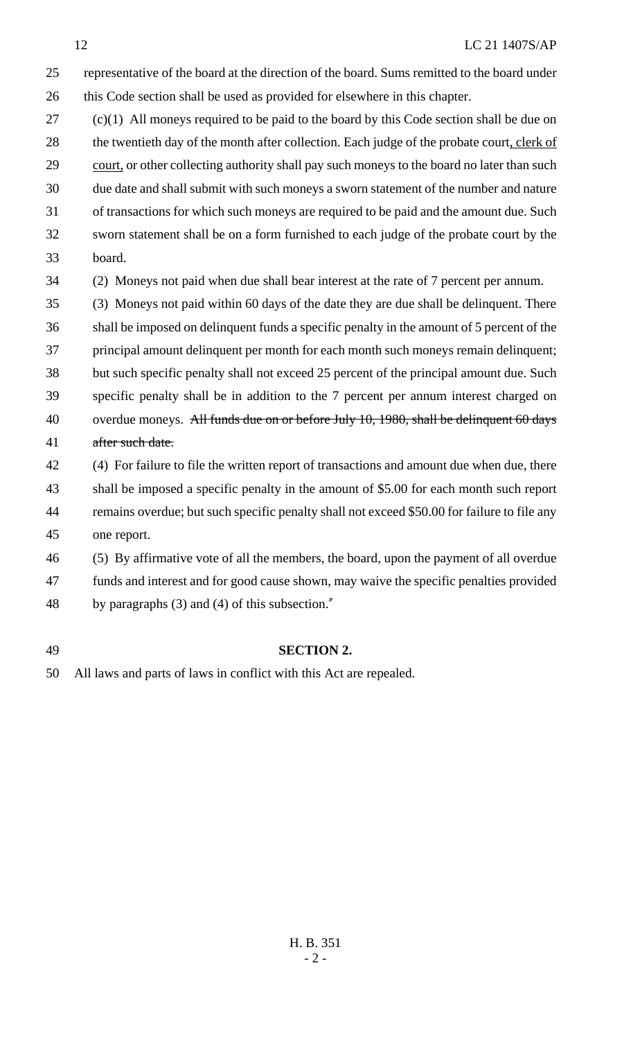representative of the board at the direction of the board. Sums remitted to the board under this Code section shall be used as provided for elsewhere in this chapter.

(c)(1) All moneys required to be paid to the board by this Code section shall be due on the twentieth day of the month after collection. Each judge of the probate court, clerk of court, or other collecting authority shall pay such moneys to the board no later than such due date and shall submit with such moneys a sworn statement of the number and nature of transactions for which such moneys are required to be paid and the amount due. Such sworn statement shall be on a form furnished to each judge of the probate court by the board.

(2) Moneys not paid when due shall bear interest at the rate of 7 percent per annum.

(3) Moneys not paid within 60 days of the date they are due shall be delinquent. There shall be imposed on delinquent funds a specific penalty in the amount of 5 percent of the principal amount delinquent per month for each month such moneys remain delinquent; but such specific penalty shall not exceed 25 percent of the principal amount due. Such specific penalty shall be in addition to the 7 percent per annum interest charged on overdue moneys. ~~All funds due on or before July 10, 1980, shall be delinquent 60 days after such date.~~

(4) For failure to file the written report of transactions and amount due when due, there shall be imposed a specific penalty in the amount of $5.00 for each month such report remains overdue; but such specific penalty shall not exceed $50.00 for failure to file any one report.

(5) By affirmative vote of all the members, the board, upon the payment of all overdue funds and interest and for good cause shown, may waive the specific penalties provided by paragraphs (3) and (4) of this subsection."

**SECTION 2.**

All laws and parts of laws in conflict with this Act are repealed.